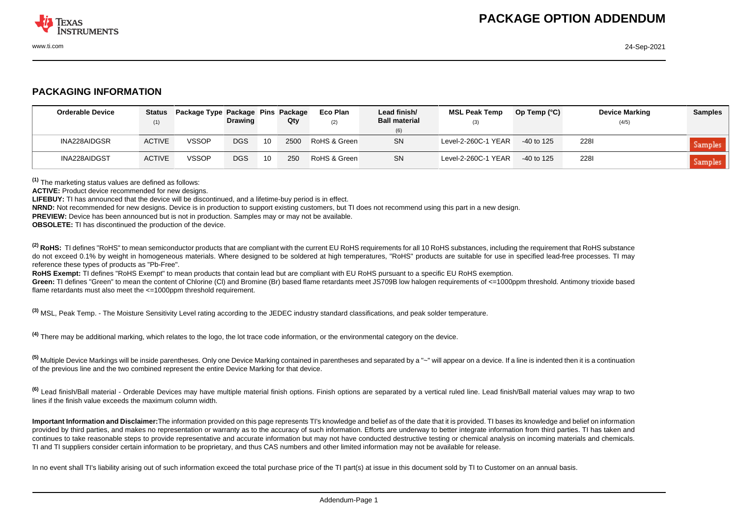# PACKAGE OPTION ADDENDUM

## PACKAGING INFORMATION

| Orderable Device | Status (1) | Package Type | Package Drawing | Pins | Package Qty | Eco Plan (2) | Lead finish/ Ball material (6) | MSL Peak Temp (3) | Op Temp (°C) | Device Marking (4/5) | Samples |
|---|---|---|---|---|---|---|---|---|---|---|---|
| INA228AIDGSR | ACTIVE | VSSOP | DGS | 10 | 2500 | RoHS & Green | SN | Level-2-260C-1 YEAR | -40 to 125 | 228I | Samples |
| INA228AIDGST | ACTIVE | VSSOP | DGS | 10 | 250 | RoHS & Green | SN | Level-2-260C-1 YEAR | -40 to 125 | 228I | Samples |

[1] The marketing status values are defined as follows:
**ACTIVE:** Product device recommended for new designs.
**LIFEBUY:** TI has announced that the device will be discontinued, and a lifetime-buy period is in effect.
**NRND:** Not recommended for new designs. Device is in production to support existing customers, but TI does not recommend using this part in a new design.
**PREVIEW:** Device has been announced but is not in production. Samples may or may not be available.
**OBSOLETE:** TI has discontinued the production of the device.

[2] **RoHS:** TI defines "RoHS" to mean semiconductor products that are compliant with the current EU RoHS requirements for all 10 RoHS substances, including the requirement that RoHS substance do not exceed 0.1% by weight in homogeneous materials. Where designed to be soldered at high temperatures, "RoHS" products are suitable for use in specified lead-free processes. TI may reference these types of products as "Pb-Free".
**RoHS Exempt:** TI defines "RoHS Exempt" to mean products that contain lead but are compliant with EU RoHS pursuant to a specific EU RoHS exemption.
**Green:** TI defines "Green" to mean the content of Chlorine (Cl) and Bromine (Br) based flame retardants meet JS709B low halogen requirements of <=1000ppm threshold. Antimony trioxide based flame retardants must also meet the <=1000ppm threshold requirement.

[3] MSL, Peak Temp. - The Moisture Sensitivity Level rating according to the JEDEC industry standard classifications, and peak solder temperature.

[4] There may be additional marking, which relates to the logo, the lot trace code information, or the environmental category on the device.

[5] Multiple Device Markings will be inside parentheses. Only one Device Marking contained in parentheses and separated by a "~" will appear on a device. If a line is indented then it is a continuation of the previous line and the two combined represent the entire Device Marking for that device.

[6] Lead finish/Ball material - Orderable Devices may have multiple material finish options. Finish options are separated by a vertical ruled line. Lead finish/Ball material values may wrap to two lines if the finish value exceeds the maximum column width.

**Important Information and Disclaimer:** The information provided on this page represents TI's knowledge and belief as of the date that it is provided. TI bases its knowledge and belief on information provided by third parties, and makes no representation or warranty as to the accuracy of such information. Efforts are underway to better integrate information from third parties. TI has taken and continues to take reasonable steps to provide representative and accurate information but may not have conducted destructive testing or chemical analysis on incoming materials and chemicals. TI and TI suppliers consider certain information to be proprietary, and thus CAS numbers and other limited information may not be available for release.

In no event shall TI's liability arising out of such information exceed the total purchase price of the TI part(s) at issue in this document sold by TI to Customer on an annual basis.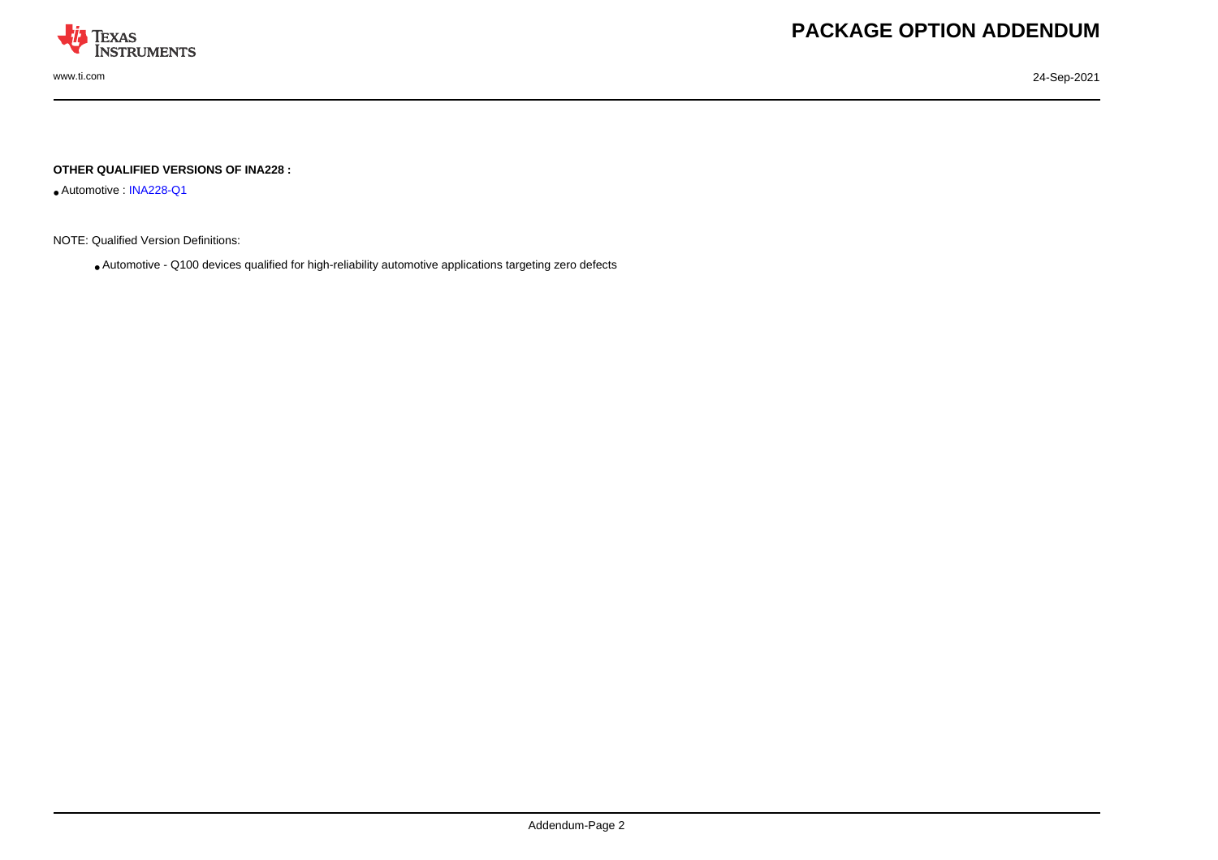**OTHER QUALIFIED VERSIONS OF INA228 :**

- Automotive : INA228-Q1

NOTE: Qualified Version Definitions:

- Automotive - Q100 devices qualified for high-reliability automotive applications targeting zero defects